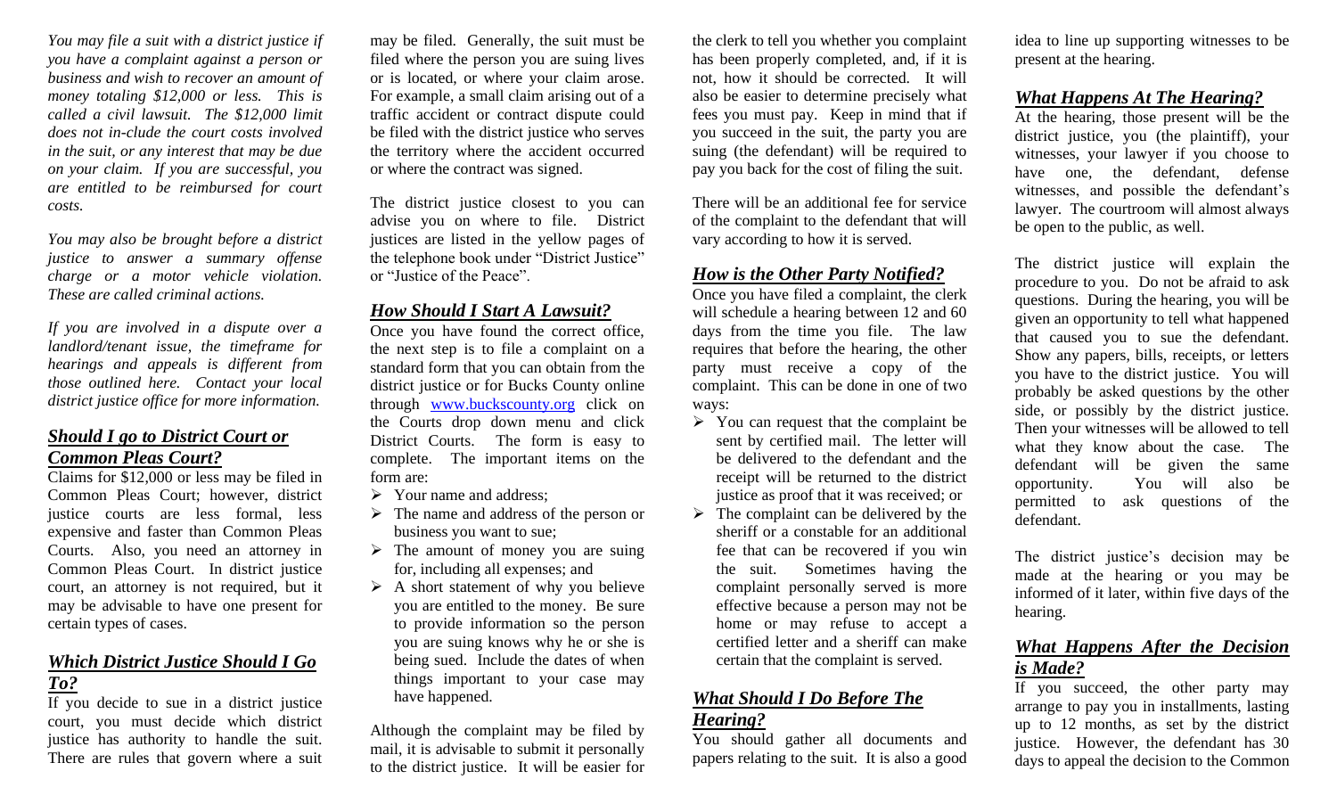*You may file a suit with a district justice if you have a complaint against a person or business and wish to recover an amount of money totaling $12,000 or less. This is called a civil lawsuit. The $12,000 limit does not in-clude the court costs involved in the suit, or any interest that may be due on your claim. If you are successful, you are entitled to be reimbursed for court costs.*

*You may also be brought before a district justice to answer a summary offense charge or a motor vehicle violation. These are called criminal actions.*

*If you are involved in a dispute over a landlord/tenant issue, the timeframe for hearings and appeals is different from those outlined here. Contact your local district justice office for more information.*

## *Should I go to District Court or Common Pleas Court?*

Claims for $12,000 or less may be filed in Common Pleas Court; however, district justice courts are less formal, less expensive and faster than Common Pleas Courts. Also, you need an attorney in Common Pleas Court. In district justice court, an attorney is not required, but it may be advisable to have one present for certain types of cases.

## *Which District Justice Should I Go To?*

If you decide to sue in a district justice court, you must decide which district justice has authority to handle the suit. There are rules that govern where a suit may be filed. Generally, the suit must be filed where the person you are suing lives or is located, or where your claim arose. For example, a small claim arising out of a traffic accident or contract dispute could be filed with the district justice who serves the territory where the accident occurred or where the contract was signed.

The district justice closest to you can advise you on where to file. District justices are listed in the yellow pages of the telephone book under "District Justice" or "Justice of the Peace".

## *How Should I Start A Lawsuit?*

Once you have found the correct office, the next step is to file a complaint on a standard form that you can obtain from the district justice or for Bucks County online through www.buckscounty.org click on the Courts drop down menu and click District Courts. The form is easy to complete. The important items on the form are:

- Your name and address;
- The name and address of the person or business you want to sue;
- The amount of money you are suing for, including all expenses; and
- A short statement of why you believe you are entitled to the money. Be sure to provide information so the person you are suing knows why he or she is being sued. Include the dates of when things important to your case may have happened.

Although the complaint may be filed by mail, it is advisable to submit it personally to the district justice. It will be easier for the clerk to tell you whether you complaint has been properly completed, and, if it is not, how it should be corrected. It will also be easier to determine precisely what fees you must pay. Keep in mind that if you succeed in the suit, the party you are suing (the defendant) will be required to pay you back for the cost of filing the suit.

There will be an additional fee for service of the complaint to the defendant that will vary according to how it is served.

## *How is the Other Party Notified?*

Once you have filed a complaint, the clerk will schedule a hearing between 12 and 60 days from the time you file. The law requires that before the hearing, the other party must receive a copy of the complaint. This can be done in one of two ways:

- You can request that the complaint be sent by certified mail. The letter will be delivered to the defendant and the receipt will be returned to the district justice as proof that it was received; or
- The complaint can be delivered by the sheriff or a constable for an additional fee that can be recovered if you win the suit. Sometimes having the complaint personally served is more effective because a person may not be home or may refuse to accept a certified letter and a sheriff can make certain that the complaint is served.

## *What Should I Do Before The Hearing?*

You should gather all documents and papers relating to the suit. It is also a good idea to line up supporting witnesses to be present at the hearing.

## *What Happens At The Hearing?*

At the hearing, those present will be the district justice, you (the plaintiff), your witnesses, your lawyer if you choose to have one, the defendant, defense witnesses, and possible the defendant's lawyer. The courtroom will almost always be open to the public, as well.

The district justice will explain the procedure to you. Do not be afraid to ask questions. During the hearing, you will be given an opportunity to tell what happened that caused you to sue the defendant. Show any papers, bills, receipts, or letters you have to the district justice. You will probably be asked questions by the other side, or possibly by the district justice. Then your witnesses will be allowed to tell what they know about the case. The defendant will be given the same opportunity. You will also be permitted to ask questions of the defendant.

The district justice's decision may be made at the hearing or you may be informed of it later, within five days of the hearing.

## *What Happens After the Decision is Made?*

If you succeed, the other party may arrange to pay you in installments, lasting up to 12 months, as set by the district justice. However, the defendant has 30 days to appeal the decision to the Common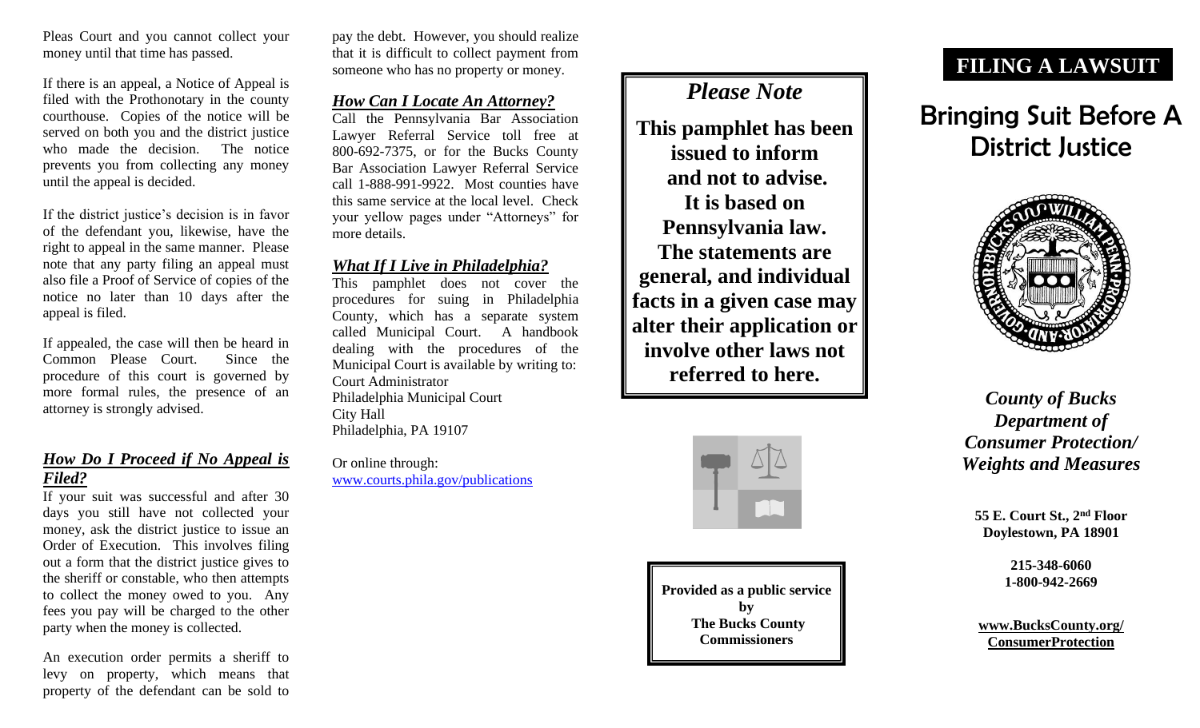Pleas Court and you cannot collect your money until that time has passed.

If there is an appeal, a Notice of Appeal is filed with the Prothonotary in the county courthouse. Copies of the notice will be served on both you and the district justice who made the decision. The notice prevents you from collecting any money until the appeal is decided.

If the district justice's decision is in favor of the defendant you, likewise, have the right to appeal in the same manner. Please note that any party filing an appeal must also file a Proof of Service of copies of the notice no later than 10 days after the appeal is filed.

If appealed, the case will then be heard in Common Please Court. Since the procedure of this court is governed by more formal rules, the presence of an attorney is strongly advised.

### *How Do I Proceed if No Appeal is Filed?*

If your suit was successful and after 30 days you still have not collected your money, ask the district justice to issue an Order of Execution. This involves filing out a form that the district justice gives to the sheriff or constable, who then attempts to collect the money owed to you. Any fees you pay will be charged to the other party when the money is collected.

An execution order permits a sheriff to levy on property, which means that property of the defendant can be sold to pay the debt. However, you should realize that it is difficult to collect payment from someone who has no property or money.

### *How Can I Locate An Attorney?*

Call the Pennsylvania Bar Association Lawyer Referral Service toll free at 800-692-7375, or for the Bucks County Bar Association Lawyer Referral Service call 1-888-991-9922. Most counties have this same service at the local level. Check your yellow pages under "Attorneys" for more details.

### *What If I Live in Philadelphia?*

This pamphlet does not cover the procedures for suing in Philadelphia County, which has a separate system called Municipal Court. A handbook dealing with the procedures of the Municipal Court is available by writing to:
Court Administrator
Philadelphia Municipal Court
City Hall
Philadelphia, PA 19107

Or online through:
www.courts.phila.gov/publications

## *Please Note*

**This pamphlet has been issued to inform and not to advise. It is based on Pennsylvania law. The statements are general, and individual facts in a given case may alter their application or involve other laws not referred to here.**

**Provided as a public service by The Bucks County Commissioners**

# FILING A LAWSUIT

# Bringing Suit Before A District Justice

***County of Bucks Department of Consumer Protection/ Weights and Measures***

**55 E. Court St., 2nd Floor**
**Doylestown, PA 18901**

**215-348-6060**
**1-800-942-2669**

**www.BucksCounty.org/ConsumerProtection**